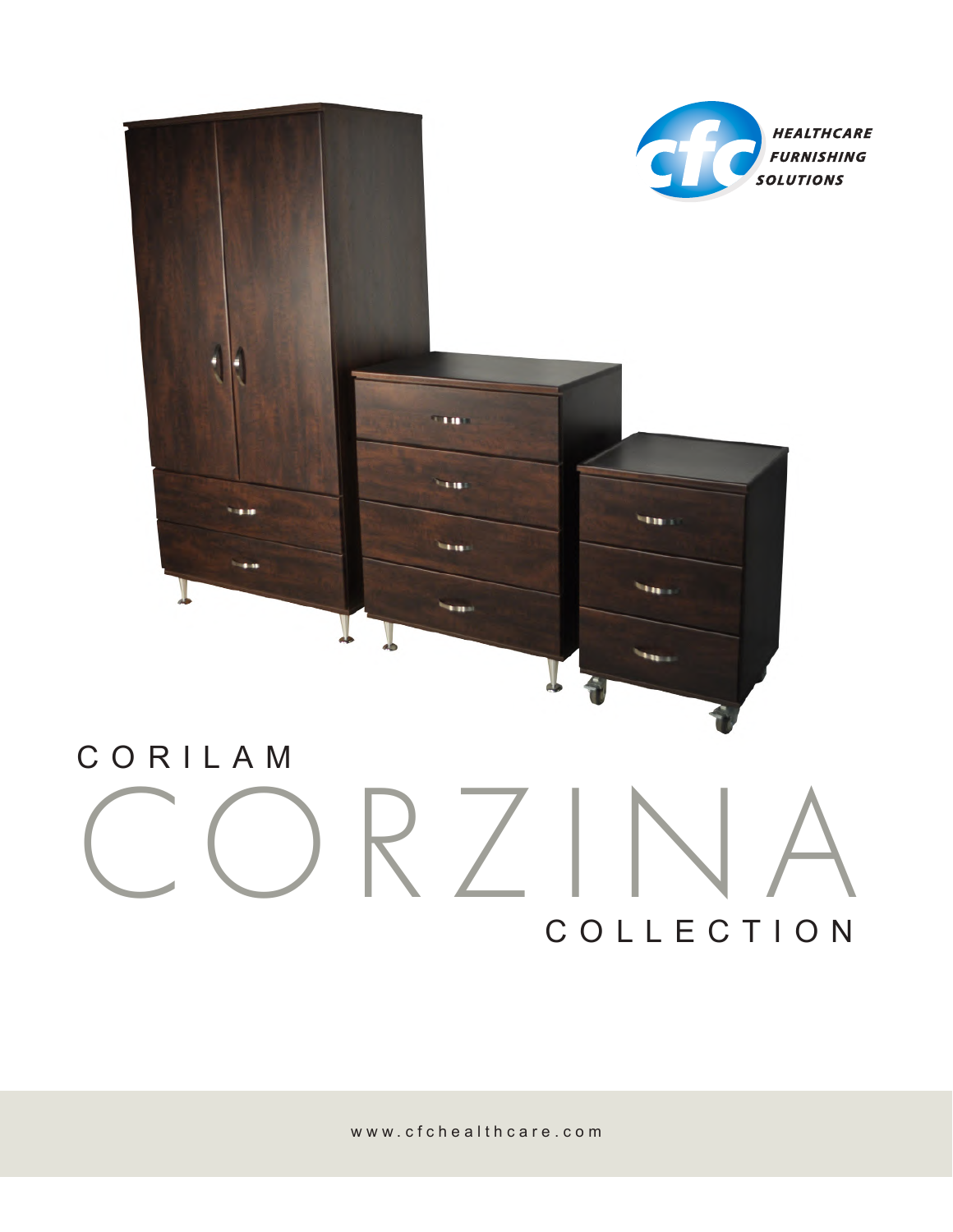HEALTHCARE FURNISHING SOLUTIONS

CORILAM

# CORZINA

COLLECTION

www.cfchealthcare.com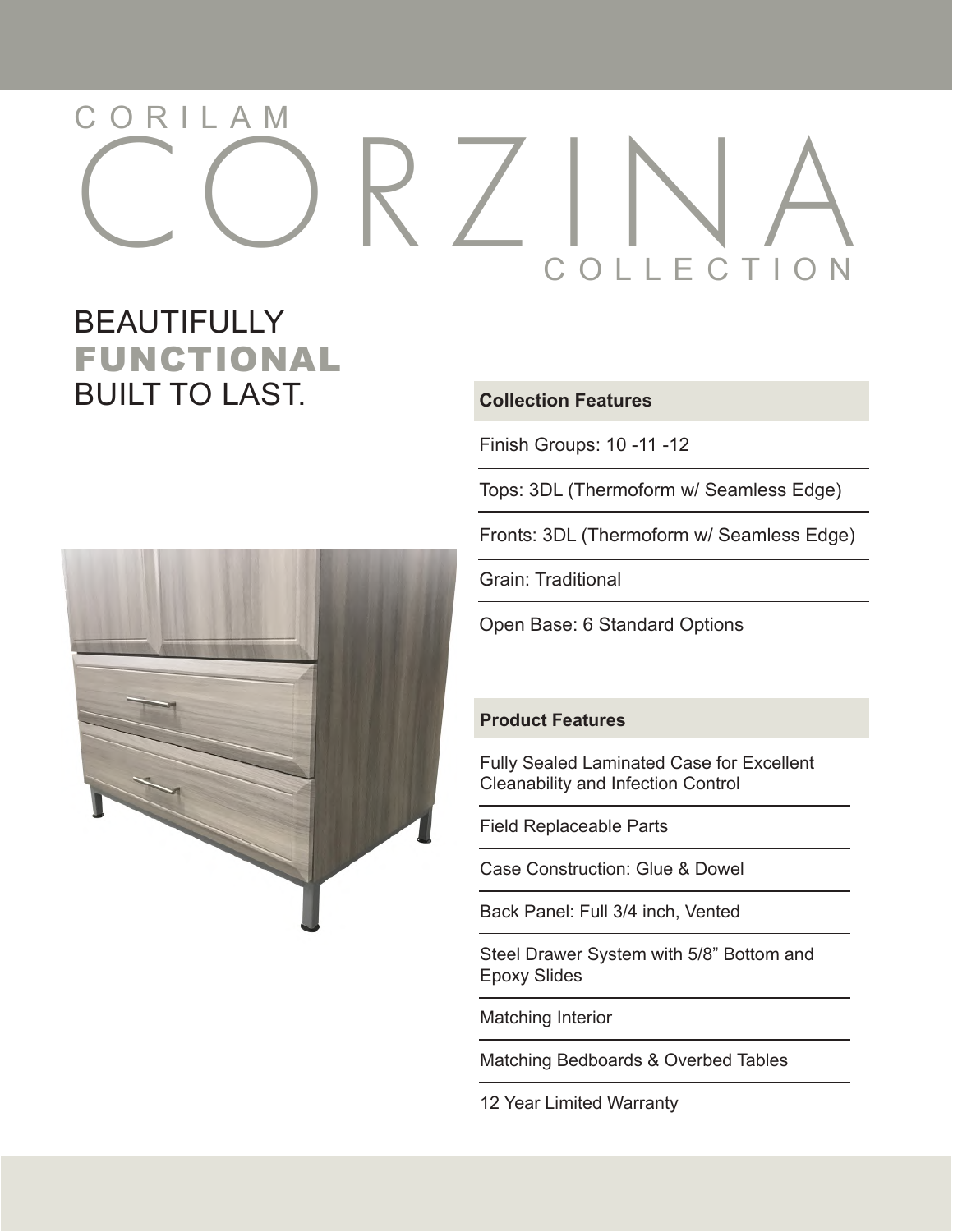# CORILAM CORZINA COLLECTION

## BEAUTIFULLY **FUNCTIONAL** BUILT TO LAST.

| Collection Features |
| --- |
| Finish Groups: 10 -11 -12 |
| Tops: 3DL (Thermoform w/ Seamless Edge) |
| Fronts: 3DL (Thermoform w/ Seamless Edge) |
| Grain: Traditional |
| Open Base: 6 Standard Options |

| Product Features |
| --- |
| Fully Sealed Laminated Case for Excellent Cleanability and Infection Control |
| Field Replaceable Parts |
| Case Construction: Glue & Dowel |
| Back Panel: Full 3/4 inch, Vented |
| Steel Drawer System with 5/8” Bottom and Epoxy Slides |
| Matching Interior |
| Matching Bedboards & Overbed Tables |
| 12 Year Limited Warranty |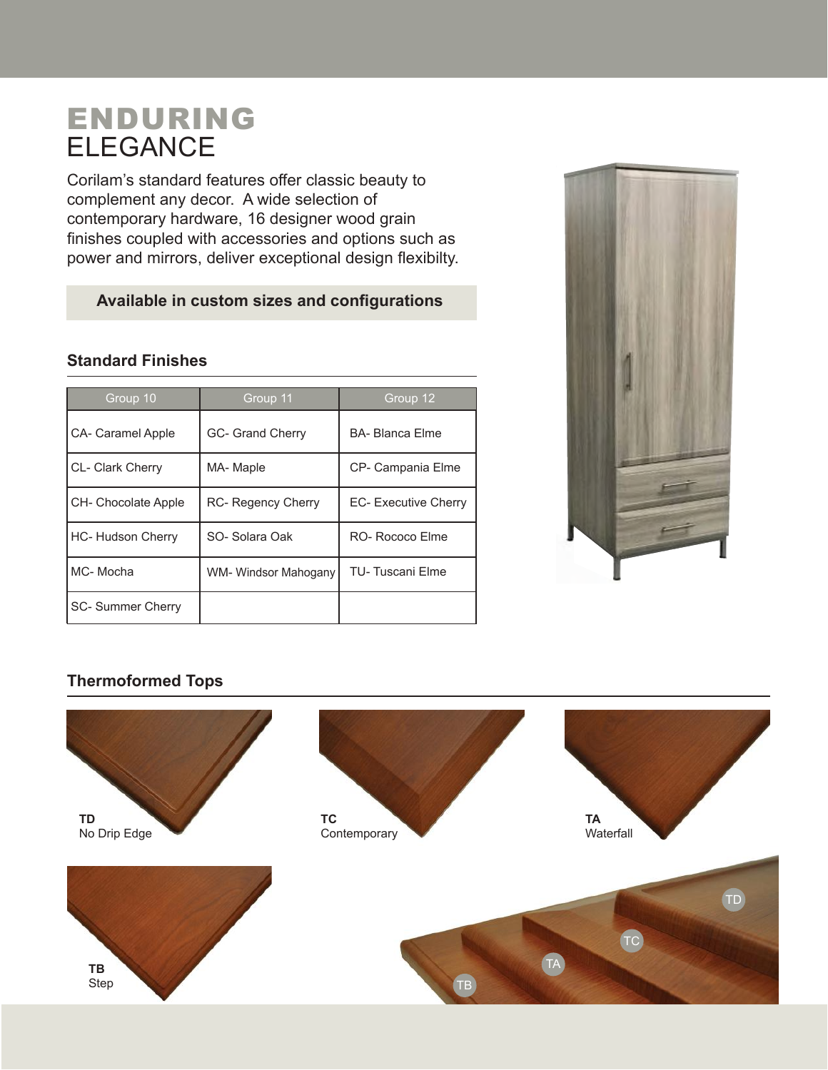# ENDURING ELEGANCE

Corilam's standard features offer classic beauty to complement any decor. A wide selection of contemporary hardware, 16 designer wood grain finishes coupled with accessories and options such as power and mirrors, deliver exceptional design flexibilty.

**Available in custom sizes and configurations**

## Standard Finishes

| Group 10 | Group 11 | Group 12 |
|---|---|---|
| CA- Caramel Apple | GC- Grand Cherry | BA- Blanca Elme |
| CL- Clark Cherry | MA- Maple | CP- Campania Elme |
| CH- Chocolate Apple | RC- Regency Cherry | EC- Executive Cherry |
| HC- Hudson Cherry | SO- Solara Oak | RO- Rococo Elme |
| MC- Mocha | WM- Windsor Mahogany | TU- Tuscani Elme |
| SC- Summer Cherry | | |

## Thermoformed Tops

**TD**
No Drip Edge

**TC**
Contemporary

**TA**
Waterfall

**TB**
Step

TD TC TA TB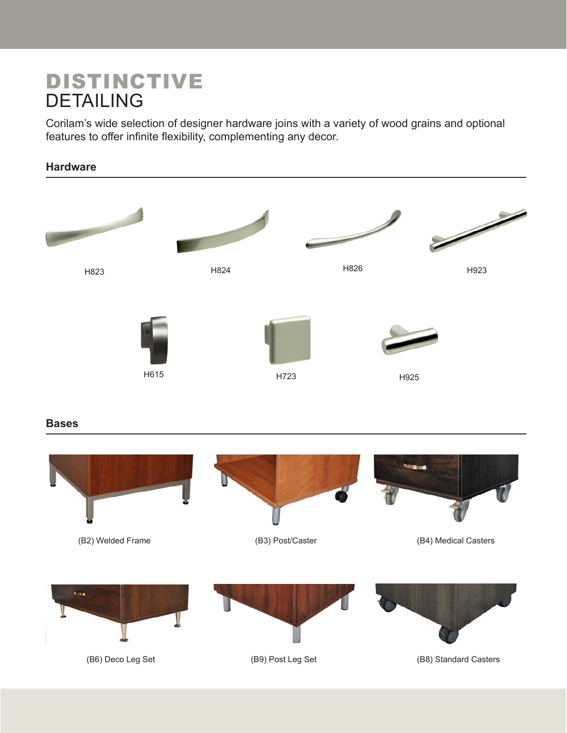# DISTINCTIVE DETAILING

Corilam's wide selection of designer hardware joins with a variety of wood grains and optional features to offer infinite flexibility, complementing any decor.

## Hardware

H823

H824

H826

H923

H615

H723

H925

## Bases

(B2) Welded Frame

(B3) Post/Caster

(B4) Medical Casters

(B6) Deco Leg Set

(B9) Post Leg Set

(B8) Standard Casters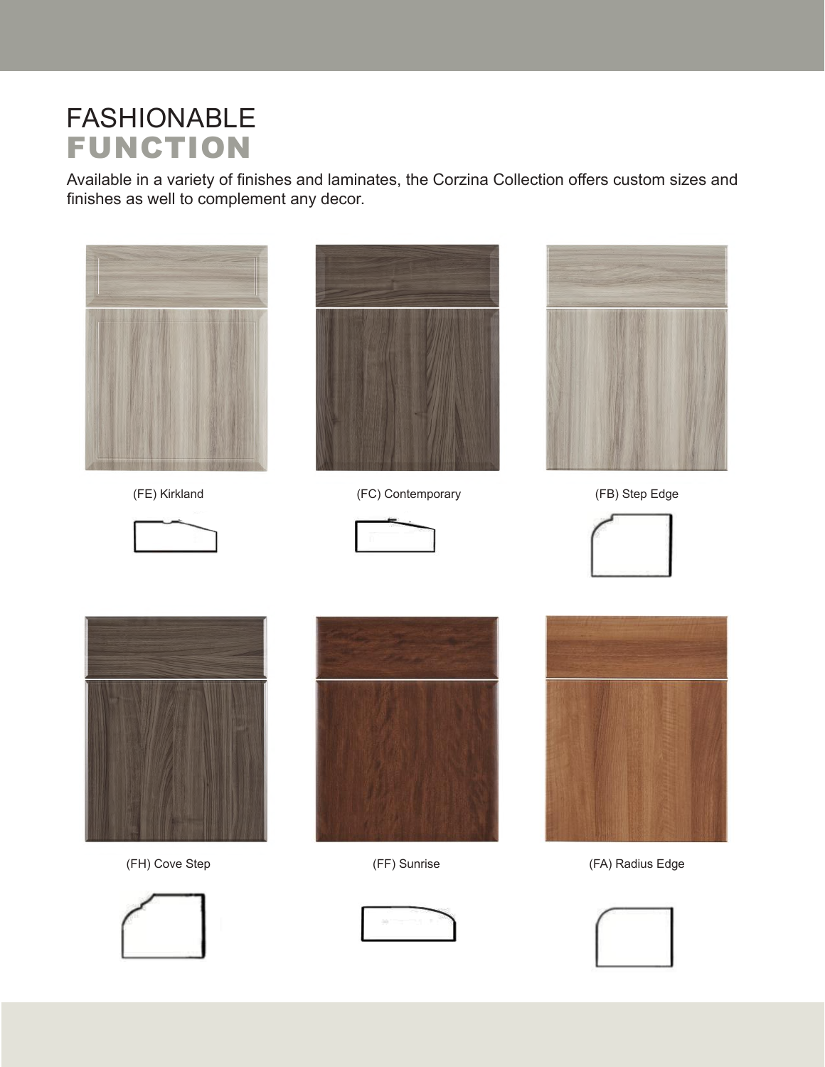# FASHIONABLE
# FUNCTION

Available in a variety of finishes and laminates, the Corzina Collection offers custom sizes and finishes as well to complement any decor.

(FE) Kirkland

(FC) Contemporary

(FB) Step Edge

(FH) Cove Step

(FF) Sunrise

(FA) Radius Edge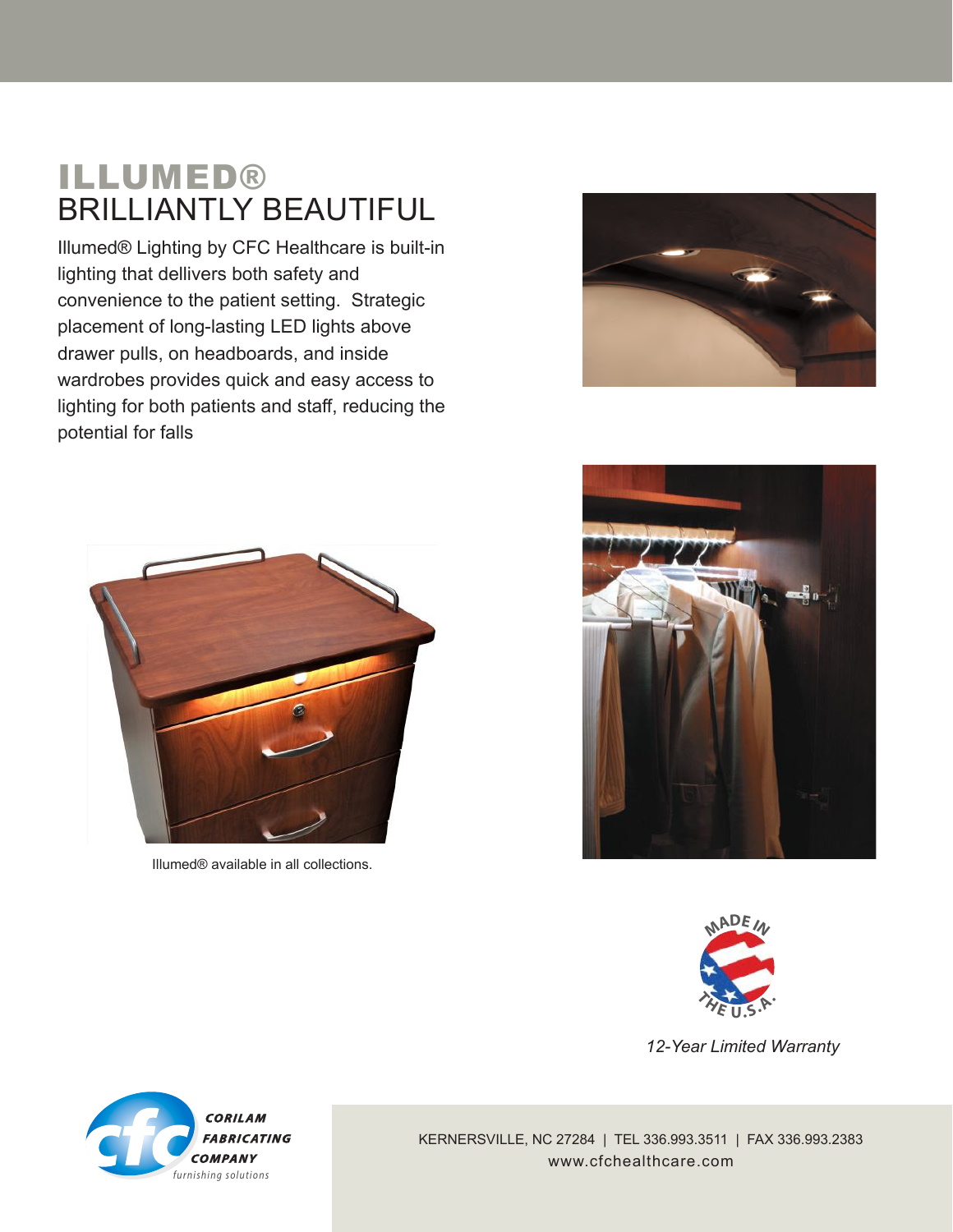# ILLUMED®
## BRILLIANTLY BEAUTIFUL

Illumed® Lighting by CFC Healthcare is built-in lighting that dellivers both safety and convenience to the patient setting. Strategic placement of long-lasting LED lights above drawer pulls, on headboards, and inside wardrobes provides quick and easy access to lighting for both patients and staff, reducing the potential for falls

Illumed® available in all collections.

MADE IN THE U.S.A.

*12-Year Limited Warranty*

CORILAM FABRICATING COMPANY
furnishing solutions

KERNERSVILLE, NC 27284 | TEL 336.993.3511 | FAX 336.993.2383
www.cfchealthcare.com